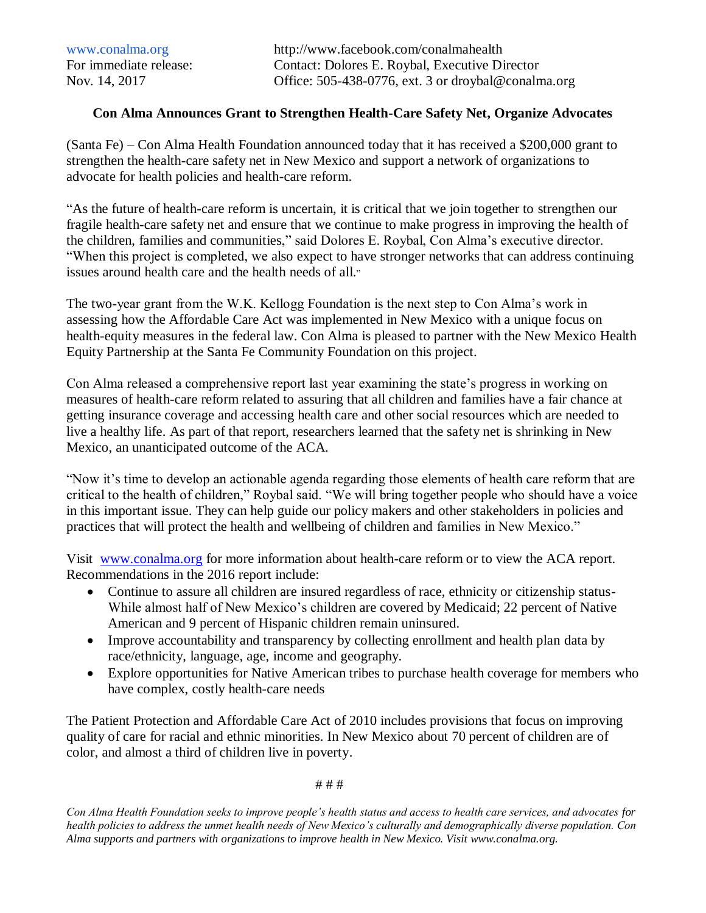www.conalma.org http://www.facebook.com/conalmahealth
For immediate release: Contact: Dolores E. Roybal, Executive Director
Nov. 14, 2017 Office: 505-438-0776, ext. 3 or droybal@conalma.org

**Con Alma Announces Grant to Strengthen Health-Care Safety Net, Organize Advocates**

(Santa Fe) – Con Alma Health Foundation announced today that it has received a $200,000 grant to strengthen the health-care safety net in New Mexico and support a network of organizations to advocate for health policies and health-care reform.

"As the future of health-care reform is uncertain, it is critical that we join together to strengthen our fragile health-care safety net and ensure that we continue to make progress in improving the health of the children, families and communities," said Dolores E. Roybal, Con Alma's executive director. "When this project is completed, we also expect to have stronger networks that can address continuing issues around health care and the health needs of all."

The two-year grant from the W.K. Kellogg Foundation is the next step to Con Alma's work in assessing how the Affordable Care Act was implemented in New Mexico with a unique focus on health-equity measures in the federal law. Con Alma is pleased to partner with the New Mexico Health Equity Partnership at the Santa Fe Community Foundation on this project.

Con Alma released a comprehensive report last year examining the state's progress in working on measures of health-care reform related to assuring that all children and families have a fair chance at getting insurance coverage and accessing health care and other social resources which are needed to live a healthy life. As part of that report, researchers learned that the safety net is shrinking in New Mexico, an unanticipated outcome of the ACA.

"Now it's time to develop an actionable agenda regarding those elements of health care reform that are critical to the health of children," Roybal said. "We will bring together people who should have a voice in this important issue. They can help guide our policy makers and other stakeholders in policies and practices that will protect the health and wellbeing of children and families in New Mexico."

Visit www.conalma.org for more information about health-care reform or to view the ACA report. Recommendations in the 2016 report include:

- Continue to assure all children are insured regardless of race, ethnicity or citizenship status- While almost half of New Mexico's children are covered by Medicaid; 22 percent of Native American and 9 percent of Hispanic children remain uninsured.
- Improve accountability and transparency by collecting enrollment and health plan data by race/ethnicity, language, age, income and geography.
- Explore opportunities for Native American tribes to purchase health coverage for members who have complex, costly health-care needs

The Patient Protection and Affordable Care Act of 2010 includes provisions that focus on improving quality of care for racial and ethnic minorities. In New Mexico about 70 percent of children are of color, and almost a third of children live in poverty.

# # #

*Con Alma Health Foundation seeks to improve people's health status and access to health care services, and advocates for health policies to address the unmet health needs of New Mexico's culturally and demographically diverse population. Con Alma supports and partners with organizations to improve health in New Mexico. Visit www.conalma.org.*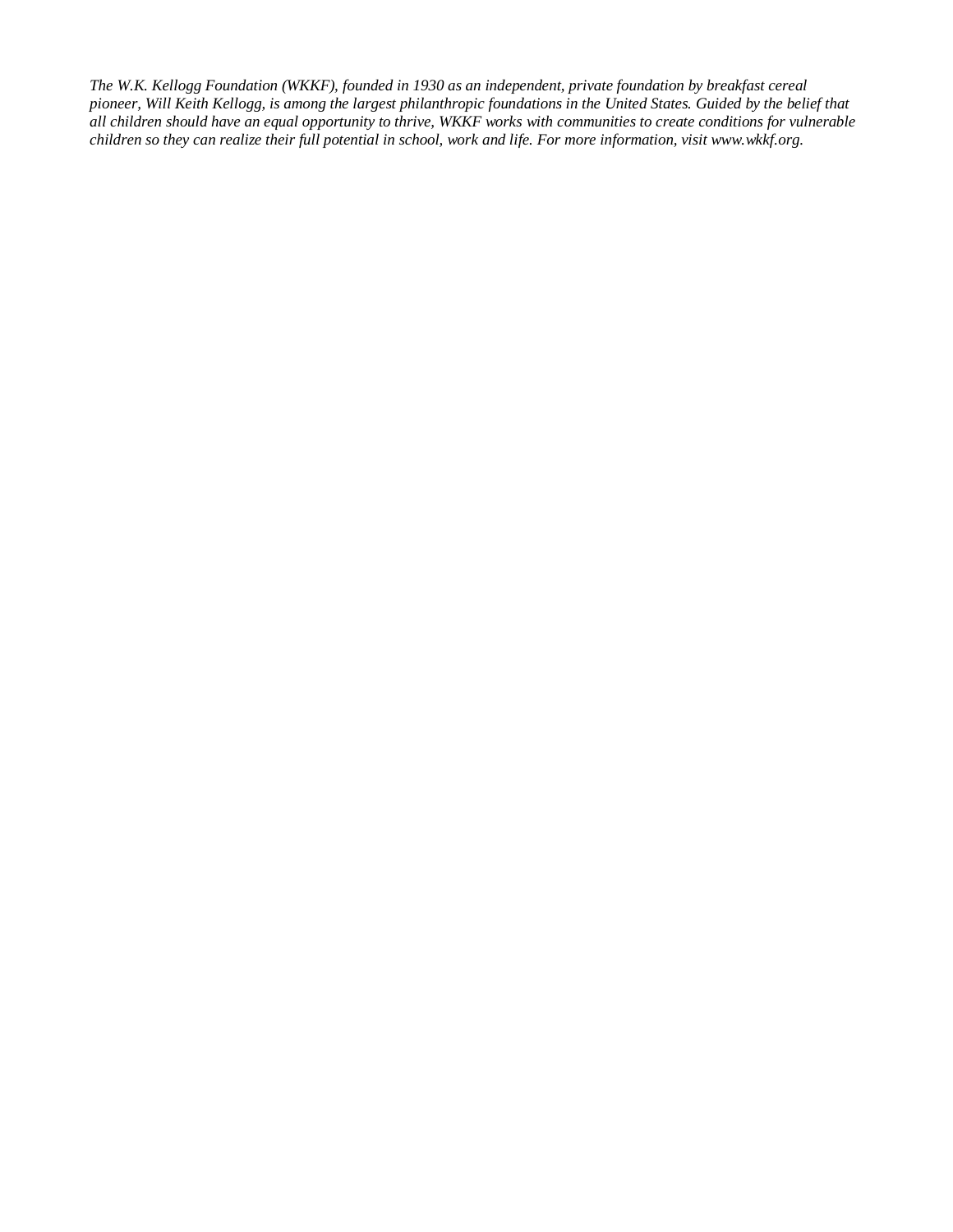*The W.K. Kellogg Foundation (WKKF), founded in 1930 as an independent, private foundation by breakfast cereal pioneer, Will Keith Kellogg, is among the largest philanthropic foundations in the United States. Guided by the belief that all children should have an equal opportunity to thrive, WKKF works with communities to create conditions for vulnerable children so they can realize their full potential in school, work and life. For more information, visit www.wkkf.org.*